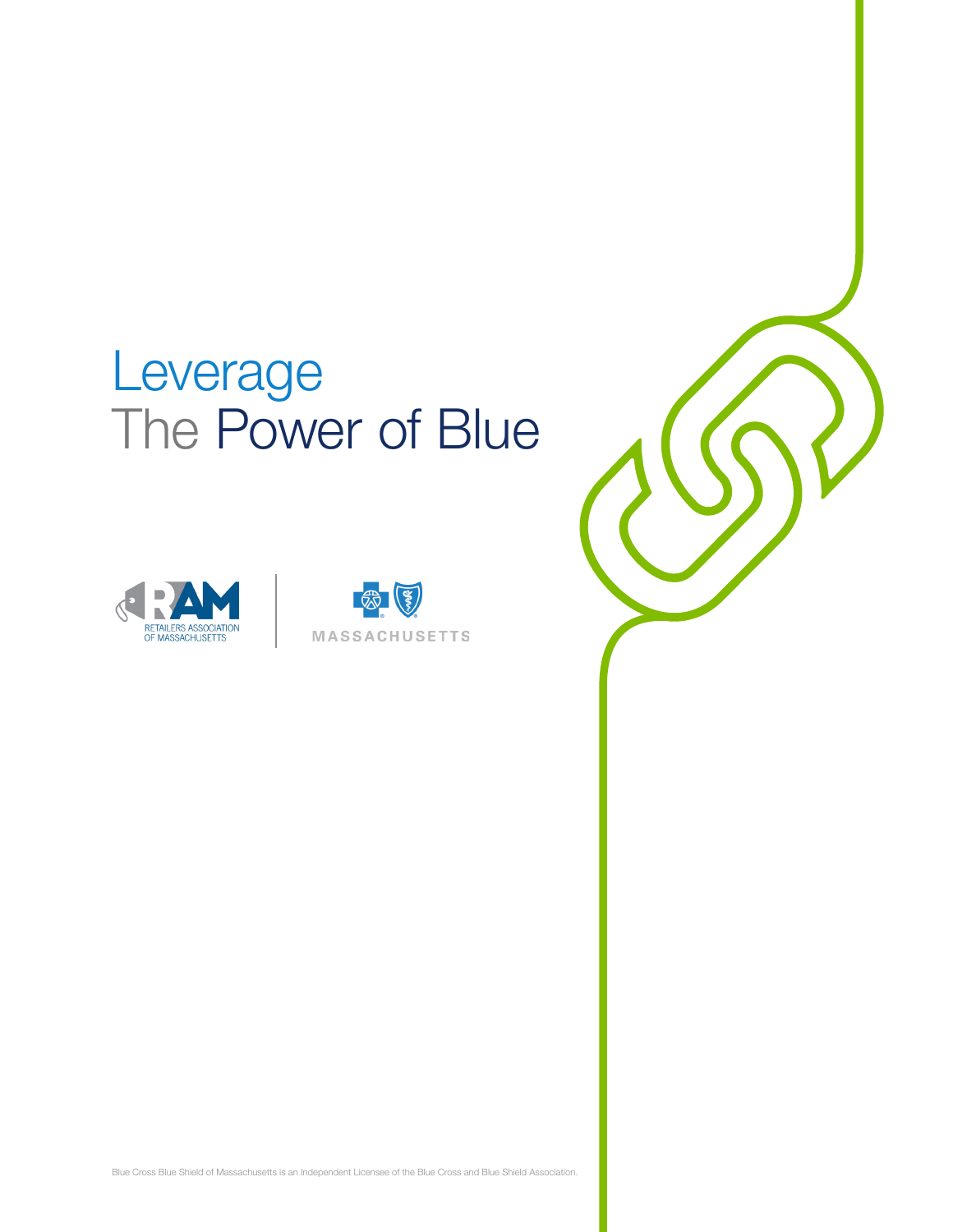# Leverage The Power of Blue

RETAILERS ASSOCIATION OF MASSACHUSETTS

MASSACHUSETTS

Blue Cross Blue Shield of Massachusetts is an Independent Licensee of the Blue Cross and Blue Shield Association.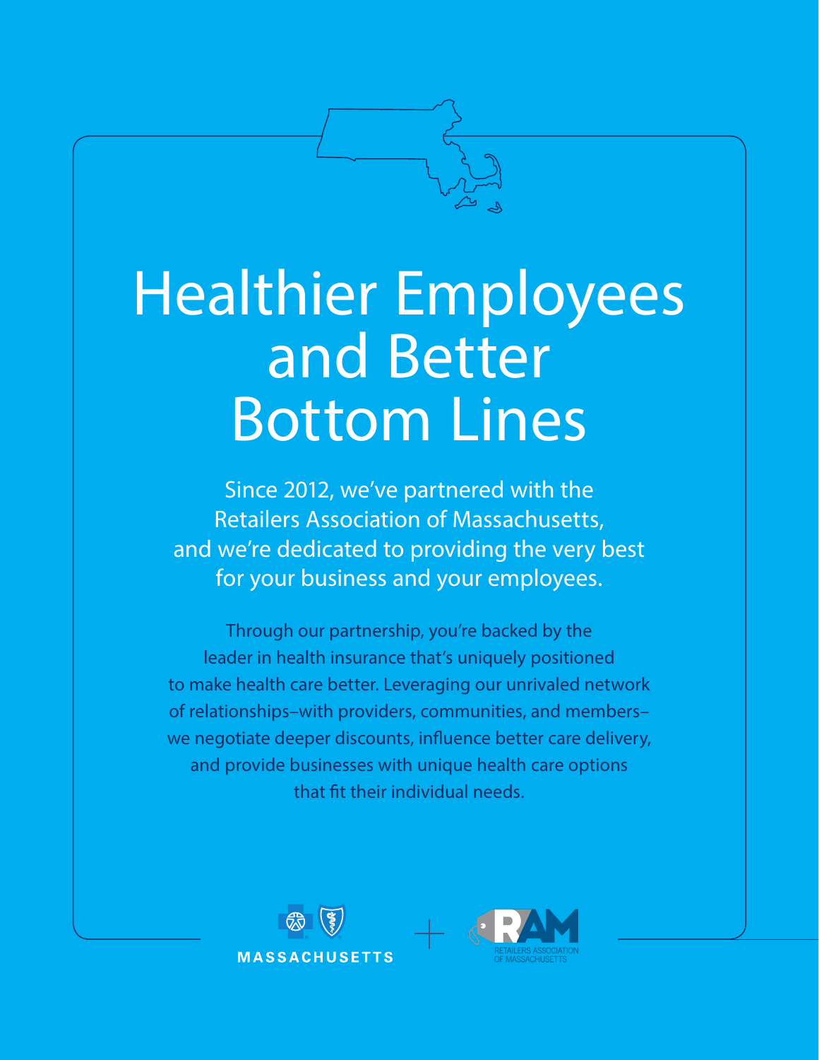# Healthier Employees and Better Bottom Lines

Since 2012, we've partnered with the Retailers Association of Massachusetts, and we're dedicated to providing the very best for your business and your employees.

Through our partnership, you're backed by the leader in health insurance that's uniquely positioned to make health care better. Leveraging our unrivaled network of relationships–with providers, communities, and members–we negotiate deeper discounts, influence better care delivery, and provide businesses with unique health care options that fit their individual needs.

MASSACHUSETTS + RAM RETAILERS ASSOCIATION OF MASSACHUSETTS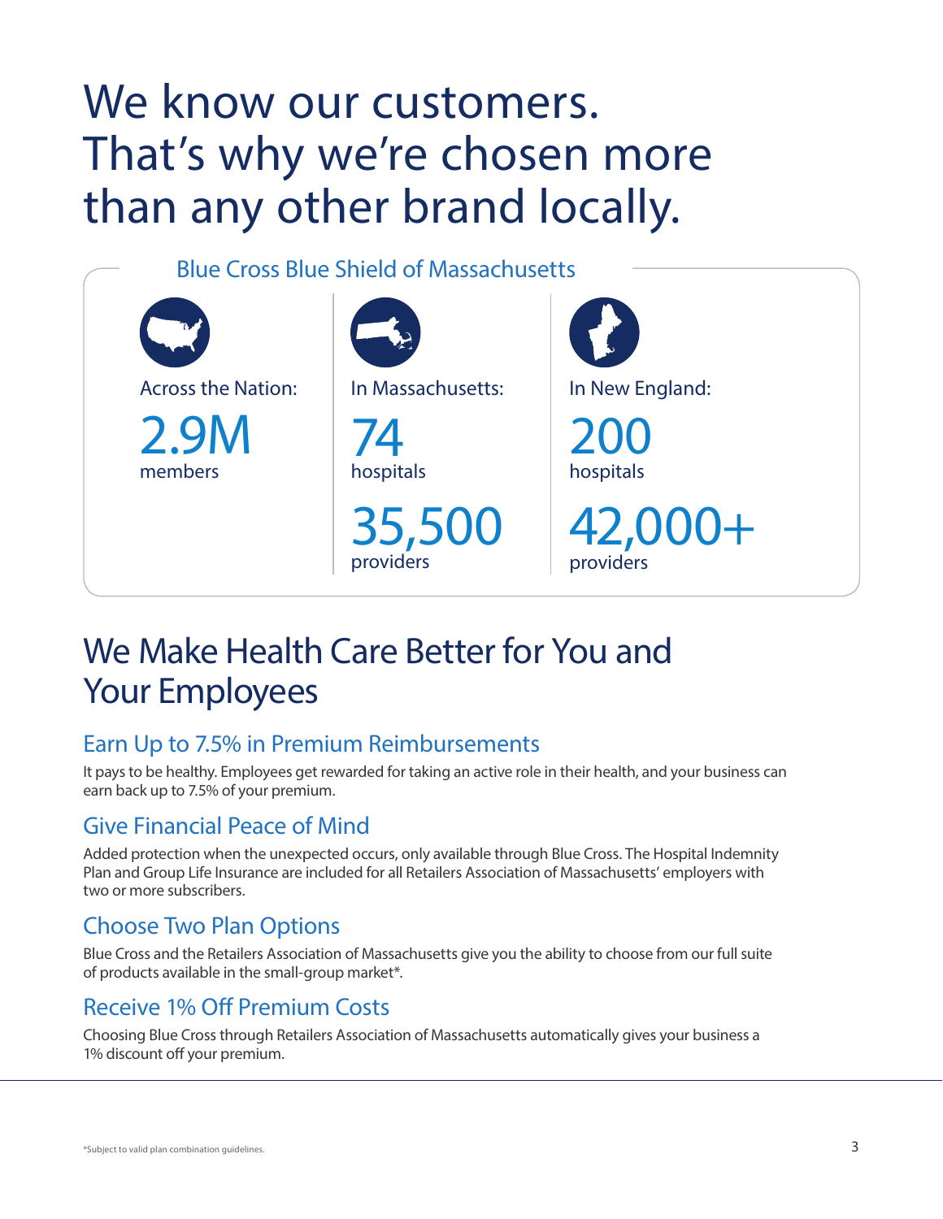# We know our customers. That's why we're chosen more than any other brand locally.

## Blue Cross Blue Shield of Massachusetts

**Across the Nation:**

2.9M
members

**In Massachusetts:**

74
hospitals

35,500
providers

**In New England:**

200
hospitals

42,000+
providers

## We Make Health Care Better for You and Your Employees

### Earn Up to 7.5% in Premium Reimbursements

It pays to be healthy. Employees get rewarded for taking an active role in their health, and your business can earn back up to 7.5% of your premium.

### Give Financial Peace of Mind

Added protection when the unexpected occurs, only available through Blue Cross. The Hospital Indemnity Plan and Group Life Insurance are included for all Retailers Association of Massachusetts' employers with two or more subscribers.

### Choose Two Plan Options

Blue Cross and the Retailers Association of Massachusetts give you the ability to choose from our full suite of products available in the small-group market*.

### Receive 1% Off Premium Costs

Choosing Blue Cross through Retailers Association of Massachusetts automatically gives your business a 1% discount off your premium.

*Subject to valid plan combination guidelines.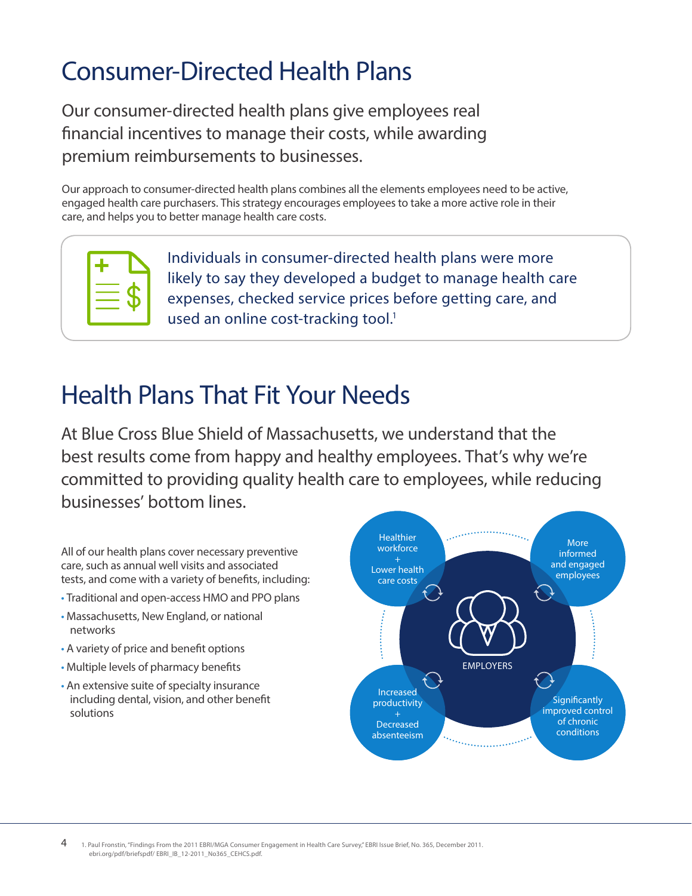# Consumer-Directed Health Plans

Our consumer-directed health plans give employees real financial incentives to manage their costs, while awarding premium reimbursements to businesses.

Our approach to consumer-directed health plans combines all the elements employees need to be active, engaged health care purchasers. This strategy encourages employees to take a more active role in their care, and helps you to better manage health care costs.

Individuals in consumer-directed health plans were more likely to say they developed a budget to manage health care expenses, checked service prices before getting care, and used an online cost-tracking tool.[1]

# Health Plans That Fit Your Needs

At Blue Cross Blue Shield of Massachusetts, we understand that the best results come from happy and healthy employees. That's why we're committed to providing quality health care to employees, while reducing businesses' bottom lines.

All of our health plans cover necessary preventive care, such as annual well visits and associated tests, and come with a variety of benefits, including:

- Traditional and open-access HMO and PPO plans
- Massachusetts, New England, or national networks
- A variety of price and benefit options
- Multiple levels of pharmacy benefits
- An extensive suite of specialty insurance including dental, vision, and other benefit solutions

EMPLOYERS

- Healthier workforce + Lower health care costs
- More informed and engaged employees
- Significantly improved control of chronic conditions
- Increased productivity + Decreased absenteeism

1. Paul Fronstin, "Findings From the 2011 EBRI/MGA Consumer Engagement in Health Care Survey," EBRI Issue Brief, No. 365, December 2011. ebri.org/pdf/briefspdf/ EBRI_IB_12-2011_No365_CEHCS.pdf.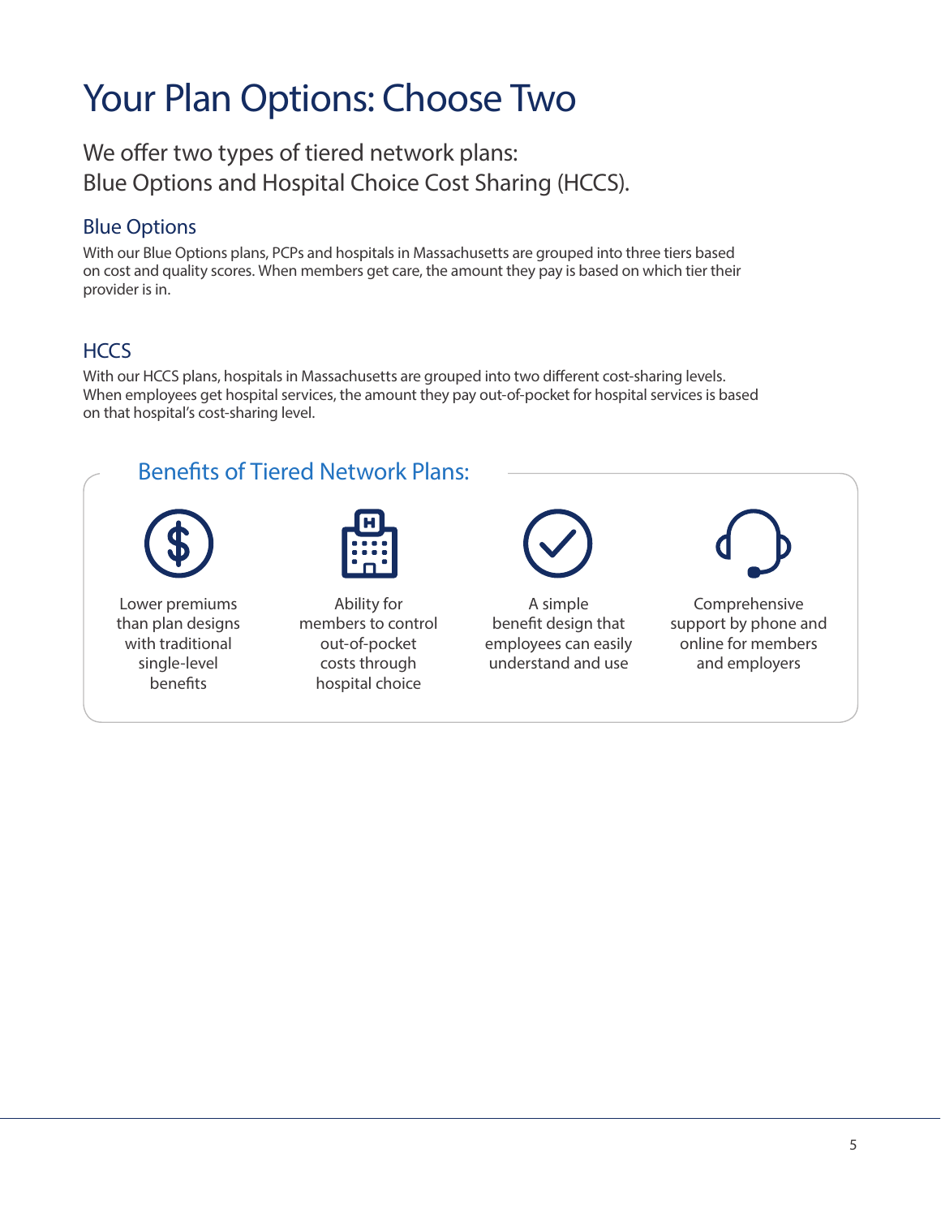# Your Plan Options: Choose Two

We offer two types of tiered network plans:
Blue Options and Hospital Choice Cost Sharing (HCCS).

## Blue Options

With our Blue Options plans, PCPs and hospitals in Massachusetts are grouped into three tiers based on cost and quality scores. When members get care, the amount they pay is based on which tier their provider is in.

## HCCS

With our HCCS plans, hospitals in Massachusetts are grouped into two different cost-sharing levels. When employees get hospital services, the amount they pay out-of-pocket for hospital services is based on that hospital's cost-sharing level.

### Benefits of Tiered Network Plans:

- Lower premiums than plan designs with traditional single-level benefits
- Ability for members to control out-of-pocket costs through hospital choice
- A simple benefit design that employees can easily understand and use
- Comprehensive support by phone and online for members and employers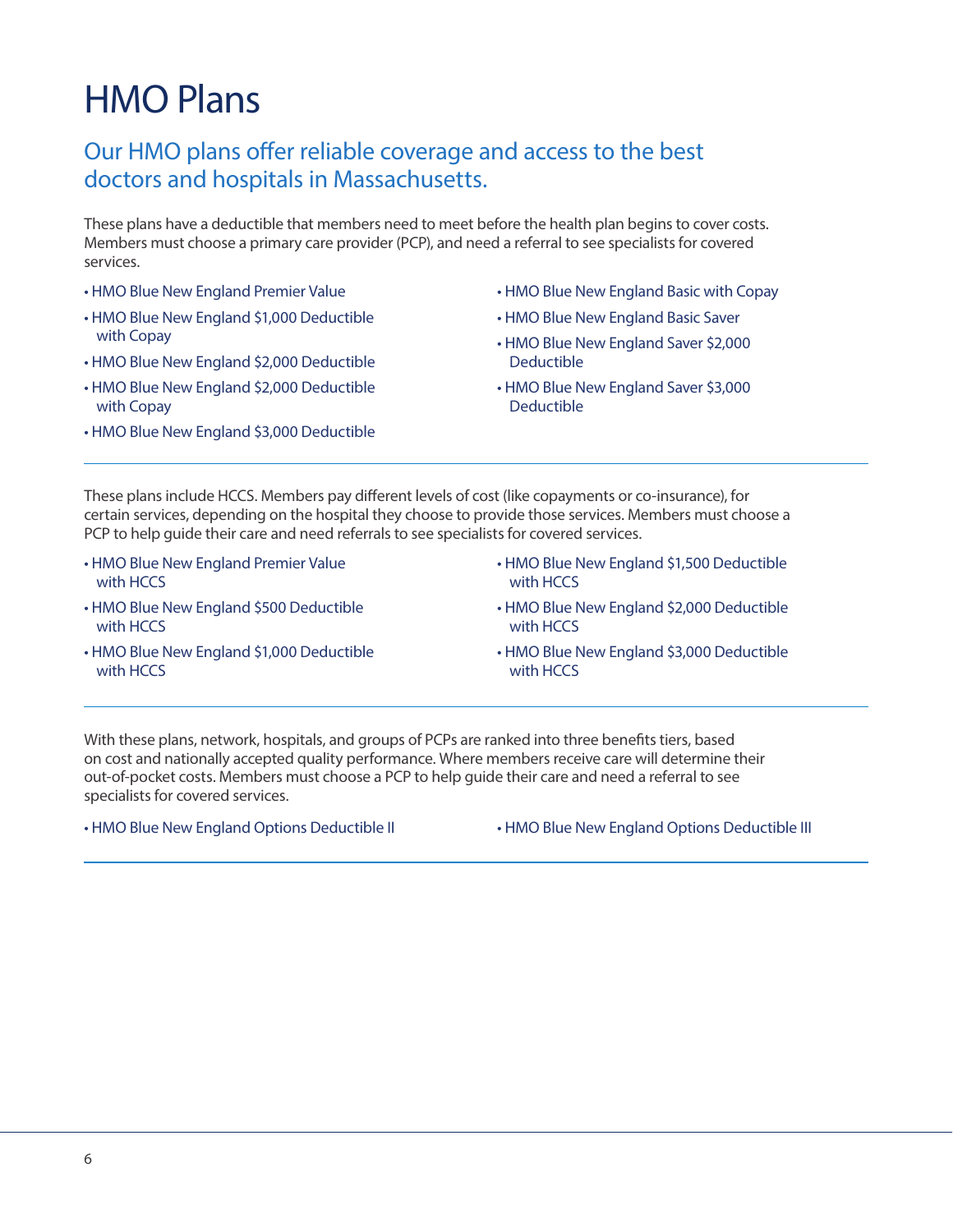# HMO Plans

## Our HMO plans offer reliable coverage and access to the best doctors and hospitals in Massachusetts.

These plans have a deductible that members need to meet before the health plan begins to cover costs. Members must choose a primary care provider (PCP), and need a referral to see specialists for covered services.

- HMO Blue New England Premier Value
- HMO Blue New England $1,000 Deductible with Copay
- HMO Blue New England $2,000 Deductible
- HMO Blue New England $2,000 Deductible with Copay
- HMO Blue New England $3,000 Deductible
- HMO Blue New England Basic with Copay
- HMO Blue New England Basic Saver
- HMO Blue New England Saver $2,000 Deductible
- HMO Blue New England Saver $3,000 Deductible

---

These plans include HCCS. Members pay different levels of cost (like copayments or co-insurance), for certain services, depending on the hospital they choose to provide those services. Members must choose a PCP to help guide their care and need referrals to see specialists for covered services.

- HMO Blue New England Premier Value with HCCS
- HMO Blue New England $500 Deductible with HCCS
- HMO Blue New England $1,000 Deductible with HCCS
- HMO Blue New England $1,500 Deductible with HCCS
- HMO Blue New England $2,000 Deductible with HCCS
- HMO Blue New England $3,000 Deductible with HCCS

---

With these plans, network, hospitals, and groups of PCPs are ranked into three benefits tiers, based on cost and nationally accepted quality performance. Where members receive care will determine their out-of-pocket costs. Members must choose a PCP to help guide their care and need a referral to see specialists for covered services.

- HMO Blue New England Options Deductible II
- HMO Blue New England Options Deductible III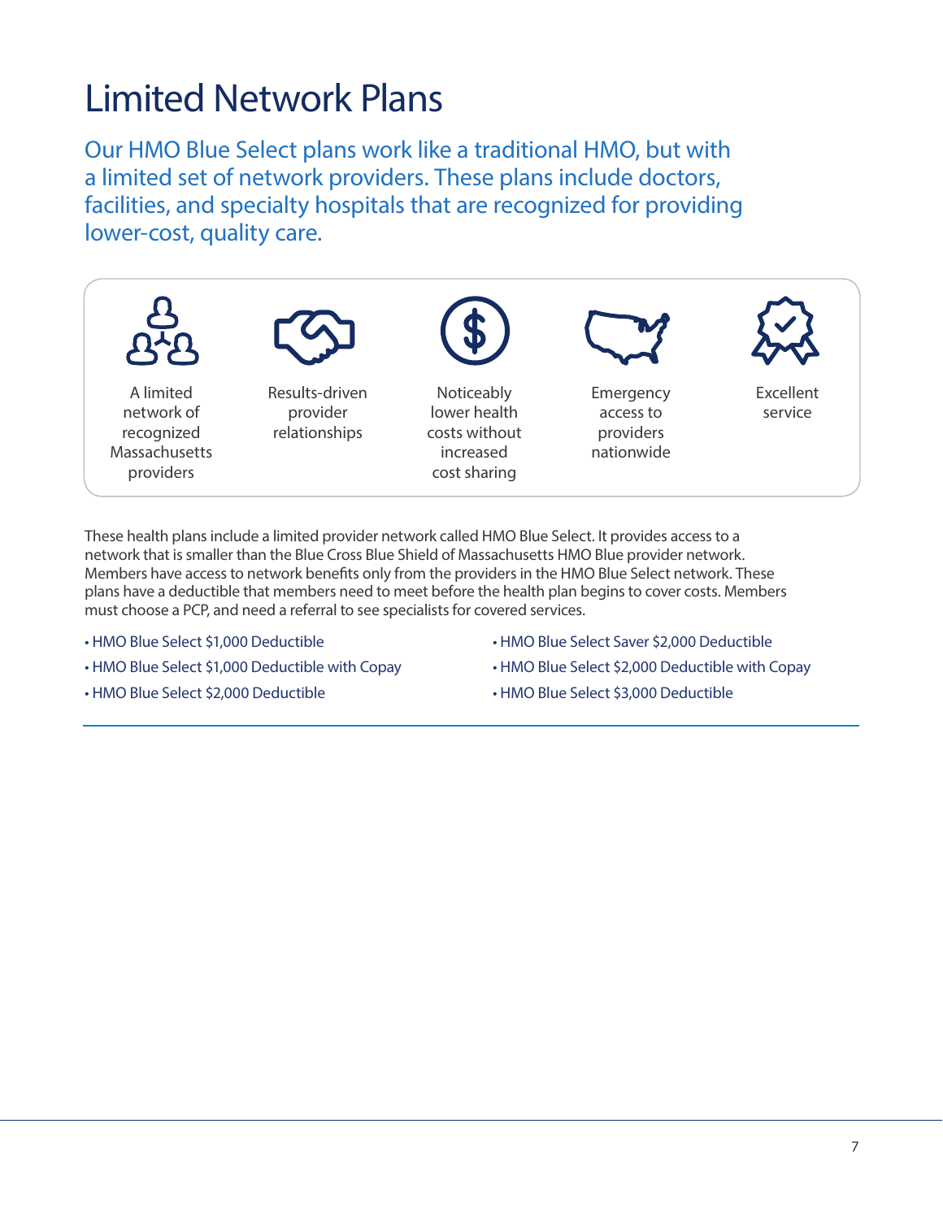# Limited Network Plans

Our HMO Blue Select plans work like a traditional HMO, but with a limited set of network providers. These plans include doctors, facilities, and specialty hospitals that are recognized for providing lower-cost, quality care.

- A limited network of recognized Massachusetts providers
- Results-driven provider relationships
- Noticeably lower health costs without increased cost sharing
- Emergency access to providers nationwide
- Excellent service

These health plans include a limited provider network called HMO Blue Select. It provides access to a network that is smaller than the Blue Cross Blue Shield of Massachusetts HMO Blue provider network. Members have access to network benefits only from the providers in the HMO Blue Select network. These plans have a deductible that members need to meet before the health plan begins to cover costs. Members must choose a PCP, and need a referral to see specialists for covered services.

- HMO Blue Select $1,000 Deductible
- HMO Blue Select $1,000 Deductible with Copay
- HMO Blue Select $2,000 Deductible
- HMO Blue Select Saver $2,000 Deductible
- HMO Blue Select $2,000 Deductible with Copay
- HMO Blue Select $3,000 Deductible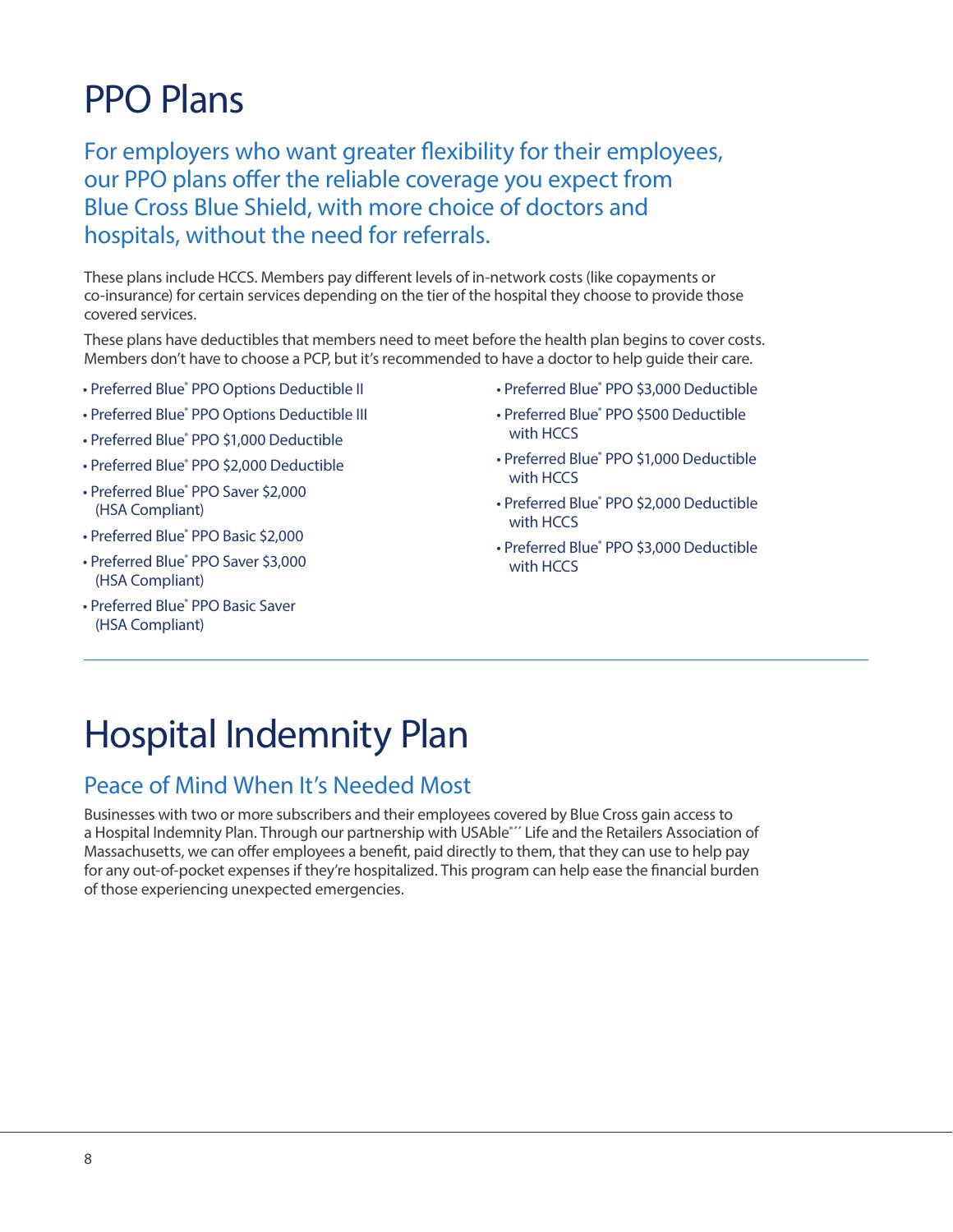# PPO Plans

## For employers who want greater flexibility for their employees, our PPO plans offer the reliable coverage you expect from Blue Cross Blue Shield, with more choice of doctors and hospitals, without the need for referrals.

These plans include HCCS. Members pay different levels of in-network costs (like copayments or co-insurance) for certain services depending on the tier of the hospital they choose to provide those covered services.

These plans have deductibles that members need to meet before the health plan begins to cover costs. Members don't have to choose a PCP, but it's recommended to have a doctor to help guide their care.

- Preferred Blue® PPO Options Deductible II
- Preferred Blue® PPO Options Deductible III
- Preferred Blue® PPO $1,000 Deductible
- Preferred Blue® PPO $2,000 Deductible
- Preferred Blue® PPO Saver $2,000 (HSA Compliant)
- Preferred Blue® PPO Basic $2,000
- Preferred Blue® PPO Saver $3,000 (HSA Compliant)
- Preferred Blue® PPO Basic Saver (HSA Compliant)
- Preferred Blue® PPO $3,000 Deductible
- Preferred Blue® PPO $500 Deductible with HCCS
- Preferred Blue® PPO $1,000 Deductible with HCCS
- Preferred Blue® PPO $2,000 Deductible with HCCS
- Preferred Blue® PPO $3,000 Deductible with HCCS

# Hospital Indemnity Plan

## Peace of Mind When It's Needed Most

Businesses with two or more subscribers and their employees covered by Blue Cross gain access to a Hospital Indemnity Plan. Through our partnership with USAble®´´ Life and the Retailers Association of Massachusetts, we can offer employees a benefit, paid directly to them, that they can use to help pay for any out-of-pocket expenses if they're hospitalized. This program can help ease the financial burden of those experiencing unexpected emergencies.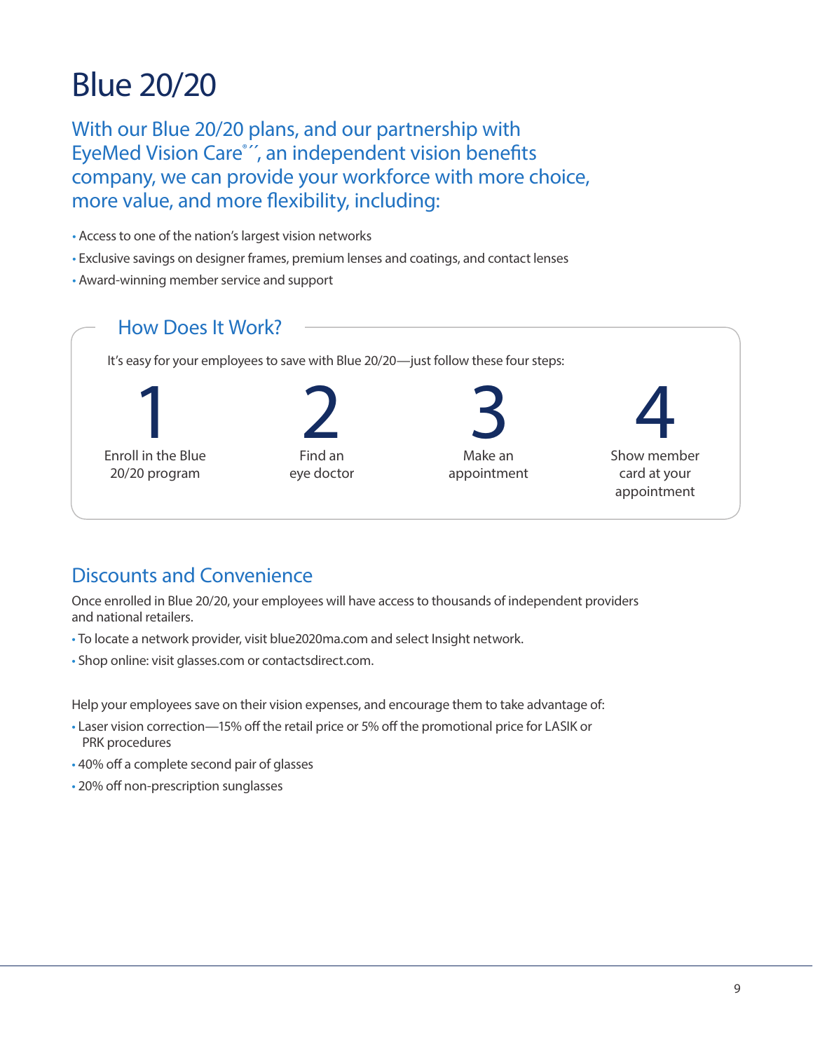# Blue 20/20

## With our Blue 20/20 plans, and our partnership with EyeMed Vision Care®´´, an independent vision benefits company, we can provide your workforce with more choice, more value, and more flexibility, including:

- Access to one of the nation's largest vision networks
- Exclusive savings on designer frames, premium lenses and coatings, and contact lenses
- Award-winning member service and support

## How Does It Work?

It's easy for your employees to save with Blue 20/20—just follow these four steps:

1. Enroll in the Blue 20/20 program
2. Find an eye doctor
3. Make an appointment
4. Show member card at your appointment

## Discounts and Convenience

Once enrolled in Blue 20/20, your employees will have access to thousands of independent providers and national retailers.

- To locate a network provider, visit blue2020ma.com and select Insight network.
- Shop online: visit glasses.com or contactsdirect.com.

Help your employees save on their vision expenses, and encourage them to take advantage of:

- Laser vision correction—15% off the retail price or 5% off the promotional price for LASIK or PRK procedures
- 40% off a complete second pair of glasses
- 20% off non-prescription sunglasses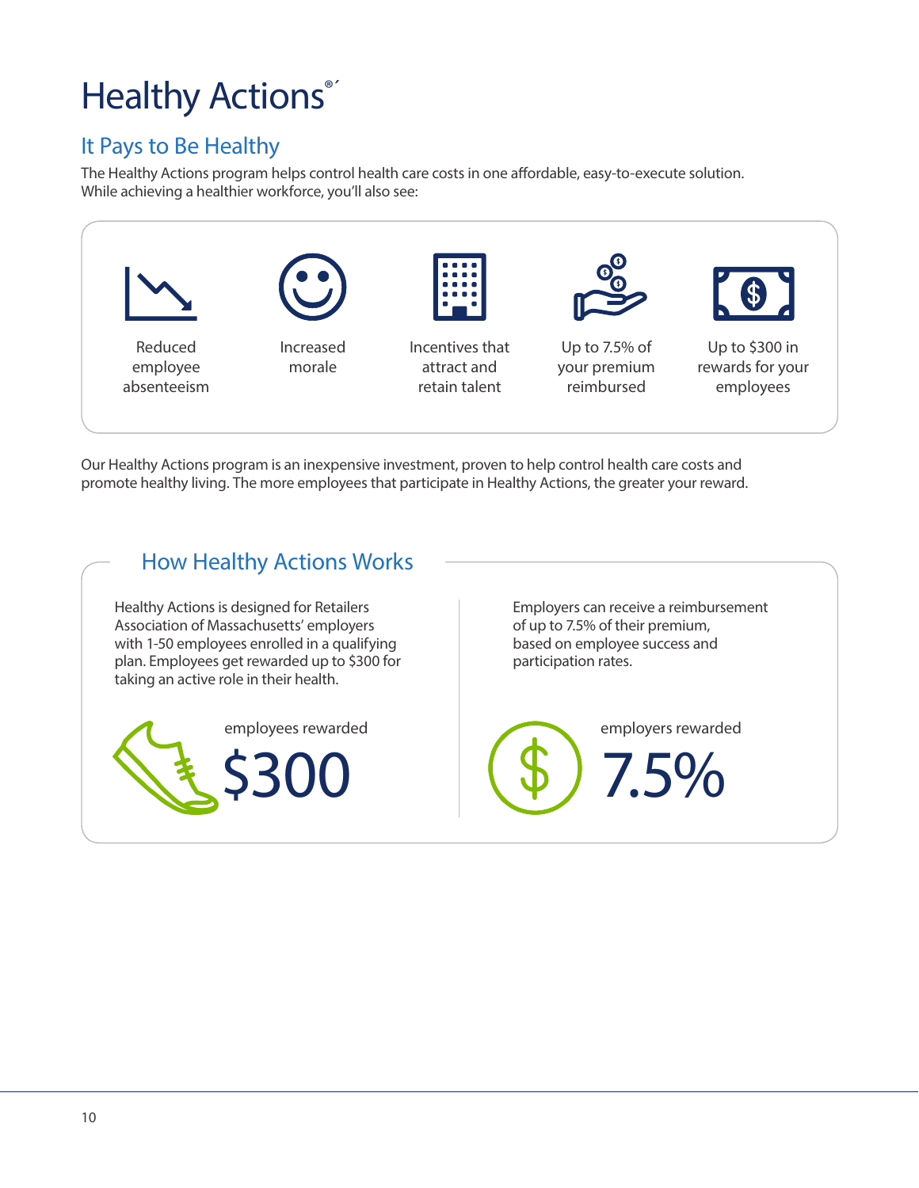# Healthy Actions®´

## It Pays to Be Healthy

The Healthy Actions program helps control health care costs in one affordable, easy-to-execute solution. While achieving a healthier workforce, you'll also see:

- Reduced employee absenteeism
- Increased morale
- Incentives that attract and retain talent
- Up to 7.5% of your premium reimbursed
- Up to $300 in rewards for your employees

Our Healthy Actions program is an inexpensive investment, proven to help control health care costs and promote healthy living. The more employees that participate in Healthy Actions, the greater your reward.

## How Healthy Actions Works

Healthy Actions is designed for Retailers Association of Massachusetts' employers with 1-50 employees enrolled in a qualifying plan. Employees get rewarded up to $300 for taking an active role in their health.

employees rewarded

**$300**

Employers can receive a reimbursement of up to 7.5% of their premium, based on employee success and participation rates.

employers rewarded

**7.5%**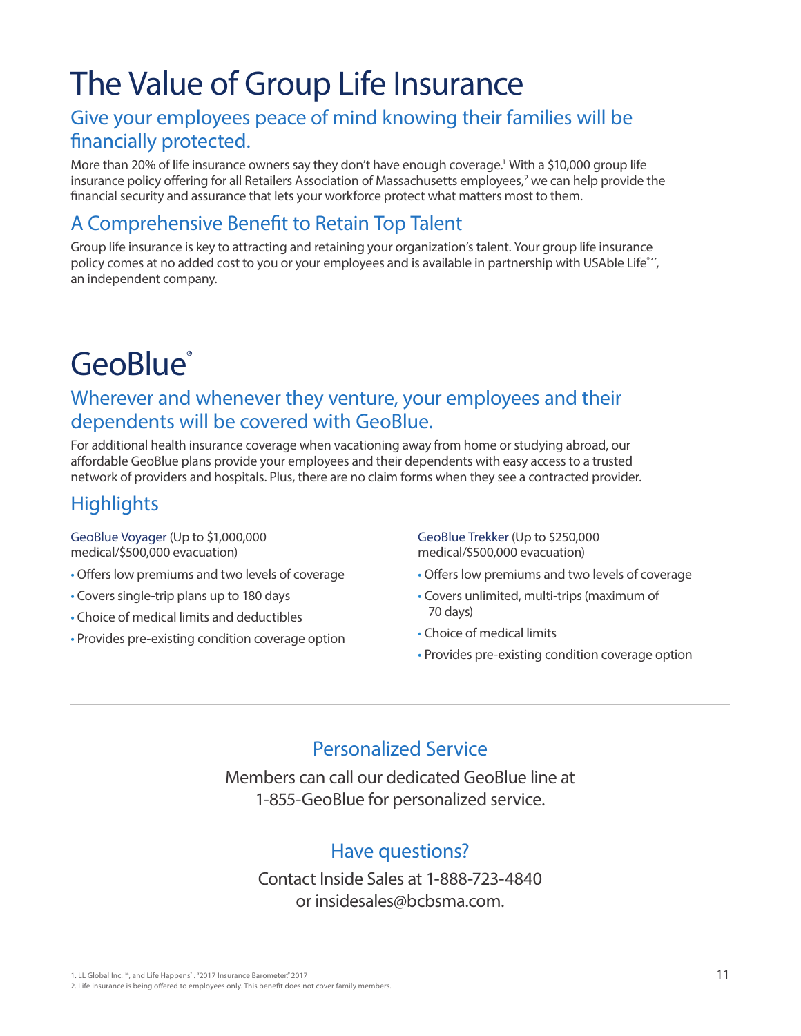# The Value of Group Life Insurance

## Give your employees peace of mind knowing their families will be financially protected.

More than 20% of life insurance owners say they don't have enough coverage.[1] With a $10,000 group life insurance policy offering for all Retailers Association of Massachusetts employees,[2] we can help provide the financial security and assurance that lets your workforce protect what matters most to them.

## A Comprehensive Benefit to Retain Top Talent

Group life insurance is key to attracting and retaining your organization's talent. Your group life insurance policy comes at no added cost to you or your employees and is available in partnership with USAble Life®´´, an independent company.

# GeoBlue®

## Wherever and whenever they venture, your employees and their dependents will be covered with GeoBlue.

For additional health insurance coverage when vacationing away from home or studying abroad, our affordable GeoBlue plans provide your employees and their dependents with easy access to a trusted network of providers and hospitals. Plus, there are no claim forms when they see a contracted provider.

## Highlights

GeoBlue Voyager (Up to $1,000,000 medical/$500,000 evacuation)

- Offers low premiums and two levels of coverage
- Covers single-trip plans up to 180 days
- Choice of medical limits and deductibles
- Provides pre-existing condition coverage option

GeoBlue Trekker (Up to $250,000 medical/$500,000 evacuation)

- Offers low premiums and two levels of coverage
- Covers unlimited, multi-trips (maximum of 70 days)
- Choice of medical limits
- Provides pre-existing condition coverage option

## Personalized Service

Members can call our dedicated GeoBlue line at 1-855-GeoBlue for personalized service.

## Have questions?

Contact Inside Sales at 1-888-723-4840 or insidesales@bcbsma.com.

1. LL Global Inc.™, and Life Happens®. "2017 Insurance Barometer." 2017
2. Life insurance is being offered to employees only. This benefit does not cover family members.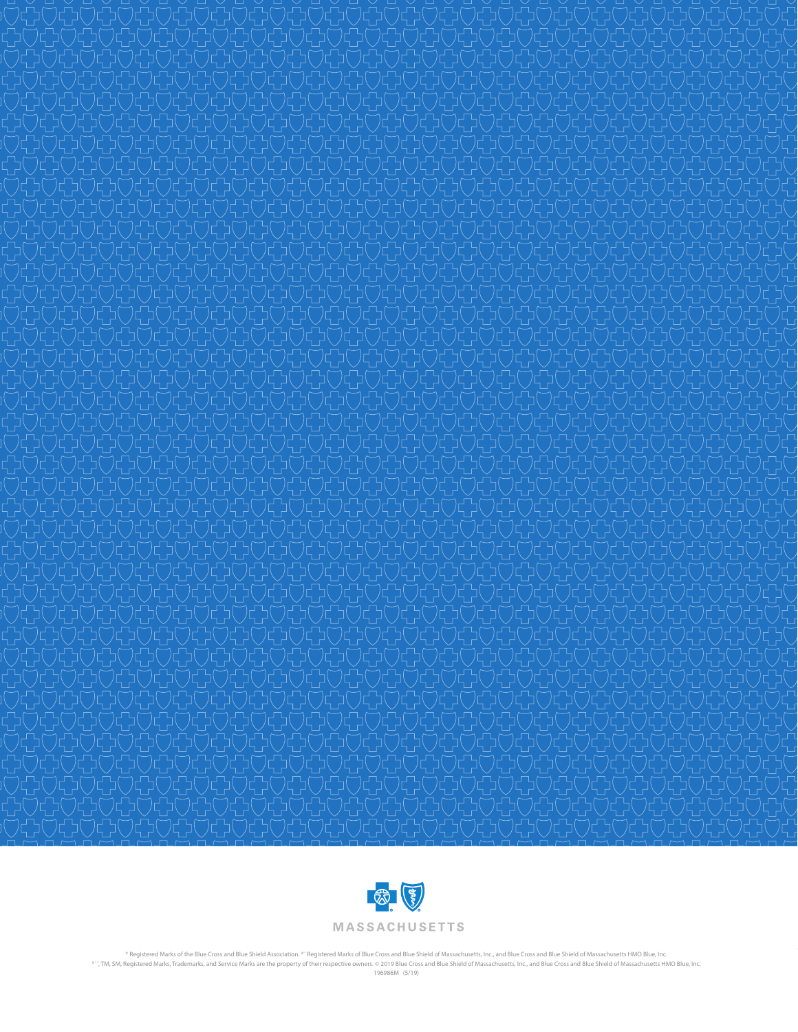MASSACHUSETTS

® Registered Marks of the Blue Cross and Blue Shield Association. ®´ Registered Marks of Blue Cross and Blue Shield of Massachusetts, Inc., and Blue Cross and Blue Shield of Massachusetts HMO Blue, Inc.
®´´, TM, SM, Registered Marks, Trademarks, and Service Marks are the property of their respective owners. © 2019 Blue Cross and Blue Shield of Massachusetts, Inc., and Blue Cross and Blue Shield of Massachusetts HMO Blue, Inc.
196986M (5/19)